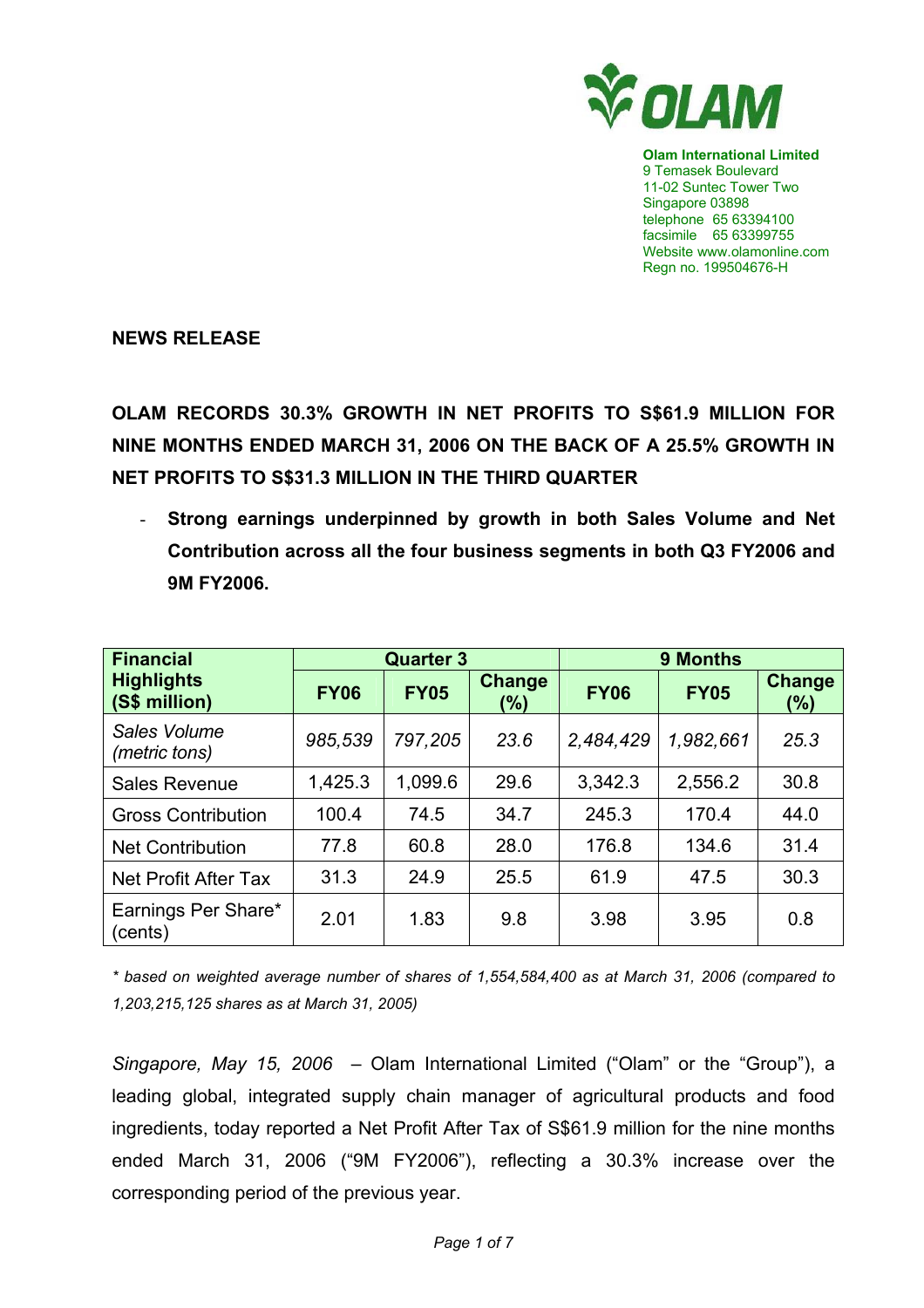**Olam International Limited**
9 Temasek Boulevard
11-02 Suntec Tower Two
Singapore 03898
telephone 65 63394100
facsimile 65 63399755
Website www.olamonline.com
Regn no. 199504676-H

**NEWS RELEASE**

# OLAM RECORDS 30.3% GROWTH IN NET PROFITS TO S$61.9 MILLION FOR NINE MONTHS ENDED MARCH 31, 2006 ON THE BACK OF A 25.5% GROWTH IN NET PROFITS TO S$31.3 MILLION IN THE THIRD QUARTER

- **Strong earnings underpinned by growth in both Sales Volume and Net Contribution across all the four business segments in both Q3 FY2006 and 9M FY2006.**

| Financial Highlights (S$ million) | Quarter 3 | | | 9 Months | | |
|---|---|---|---|---|---|---|
| | FY06 | FY05 | Change (%) | FY06 | FY05 | Change (%) |
| *Sales Volume (metric tons)* | *985,539* | *797,205* | *23.6* | *2,484,429* | *1,982,661* | *25.3* |
| Sales Revenue | 1,425.3 | 1,099.6 | 29.6 | 3,342.3 | 2,556.2 | 30.8 |
| Gross Contribution | 100.4 | 74.5 | 34.7 | 245.3 | 170.4 | 44.0 |
| Net Contribution | 77.8 | 60.8 | 28.0 | 176.8 | 134.6 | 31.4 |
| Net Profit After Tax | 31.3 | 24.9 | 25.5 | 61.9 | 47.5 | 30.3 |
| Earnings Per Share* (cents) | 2.01 | 1.83 | 9.8 | 3.98 | 3.95 | 0.8 |

*\* based on weighted average number of shares of 1,554,584,400 as at March 31, 2006 (compared to 1,203,215,125 shares as at March 31, 2005)*

*Singapore, May 15, 2006* – Olam International Limited ("Olam" or the "Group"), a leading global, integrated supply chain manager of agricultural products and food ingredients, today reported a Net Profit After Tax of S$61.9 million for the nine months ended March 31, 2006 ("9M FY2006"), reflecting a 30.3% increase over the corresponding period of the previous year.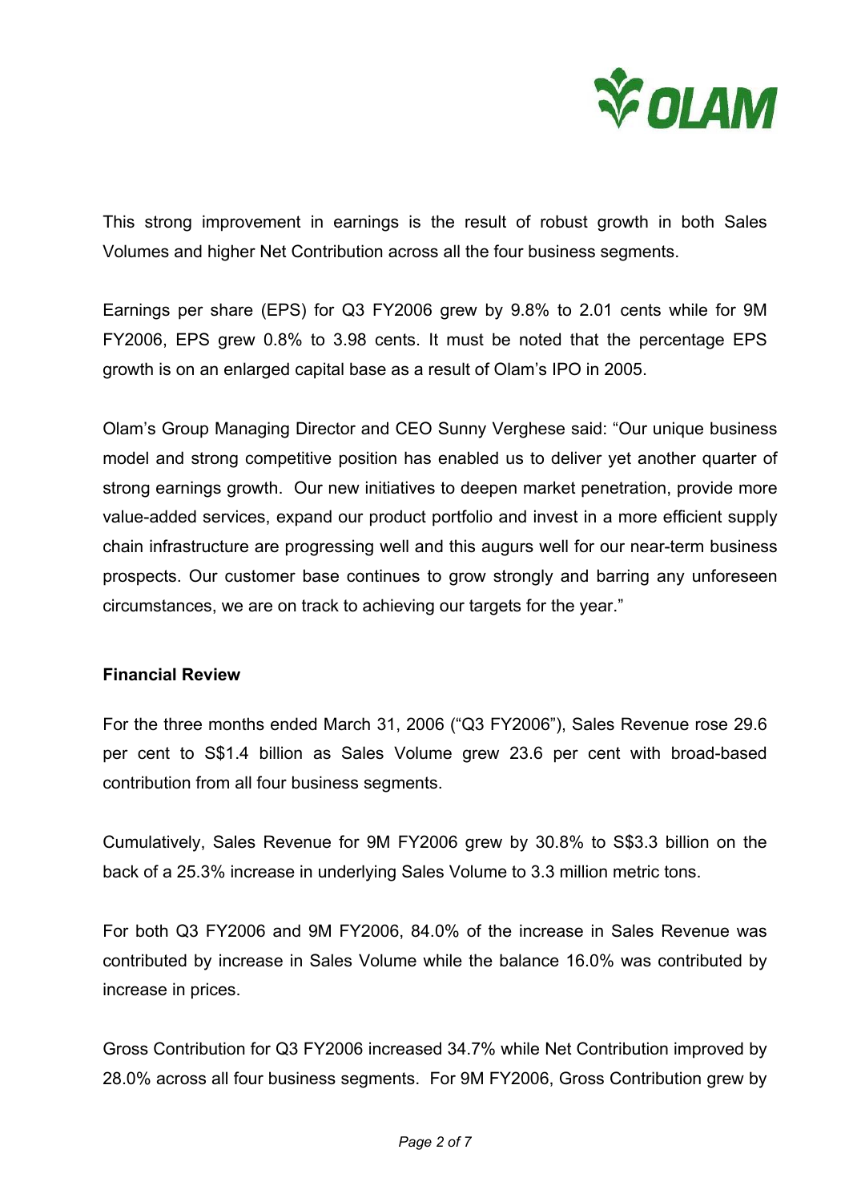This strong improvement in earnings is the result of robust growth in both Sales Volumes and higher Net Contribution across all the four business segments.

Earnings per share (EPS) for Q3 FY2006 grew by 9.8% to 2.01 cents while for 9M FY2006, EPS grew 0.8% to 3.98 cents. It must be noted that the percentage EPS growth is on an enlarged capital base as a result of Olam's IPO in 2005.

Olam's Group Managing Director and CEO Sunny Verghese said: "Our unique business model and strong competitive position has enabled us to deliver yet another quarter of strong earnings growth. Our new initiatives to deepen market penetration, provide more value-added services, expand our product portfolio and invest in a more efficient supply chain infrastructure are progressing well and this augurs well for our near-term business prospects. Our customer base continues to grow strongly and barring any unforeseen circumstances, we are on track to achieving our targets for the year."

**Financial Review**

For the three months ended March 31, 2006 ("Q3 FY2006"), Sales Revenue rose 29.6 per cent to S$1.4 billion as Sales Volume grew 23.6 per cent with broad-based contribution from all four business segments.

Cumulatively, Sales Revenue for 9M FY2006 grew by 30.8% to S$3.3 billion on the back of a 25.3% increase in underlying Sales Volume to 3.3 million metric tons.

For both Q3 FY2006 and 9M FY2006, 84.0% of the increase in Sales Revenue was contributed by increase in Sales Volume while the balance 16.0% was contributed by increase in prices.

Gross Contribution for Q3 FY2006 increased 34.7% while Net Contribution improved by 28.0% across all four business segments. For 9M FY2006, Gross Contribution grew by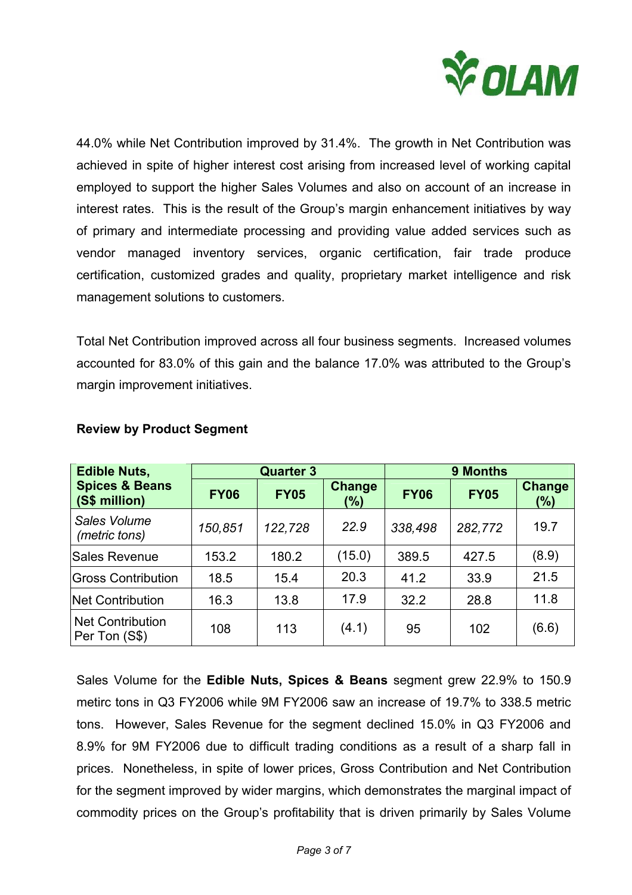44.0% while Net Contribution improved by 31.4%. The growth in Net Contribution was achieved in spite of higher interest cost arising from increased level of working capital employed to support the higher Sales Volumes and also on account of an increase in interest rates. This is the result of the Group's margin enhancement initiatives by way of primary and intermediate processing and providing value added services such as vendor managed inventory services, organic certification, fair trade produce certification, customized grades and quality, proprietary market intelligence and risk management solutions to customers.

Total Net Contribution improved across all four business segments. Increased volumes accounted for 83.0% of this gain and the balance 17.0% was attributed to the Group's margin improvement initiatives.

**Review by Product Segment**

| Edible Nuts, Spices & Beans (S$ million) | Quarter 3 | | | 9 Months | | |
|---|---|---|---|---|---|---|
| | FY06 | FY05 | Change (%) | FY06 | FY05 | Change (%) |
| *Sales Volume (metric tons)* | *150,851* | *122,728* | *22.9* | *338,498* | *282,772* | 19.7 |
| Sales Revenue | 153.2 | 180.2 | (15.0) | 389.5 | 427.5 | (8.9) |
| Gross Contribution | 18.5 | 15.4 | 20.3 | 41.2 | 33.9 | 21.5 |
| Net Contribution | 16.3 | 13.8 | 17.9 | 32.2 | 28.8 | 11.8 |
| Net Contribution Per Ton (S$) | 108 | 113 | (4.1) | 95 | 102 | (6.6) |

Sales Volume for the **Edible Nuts, Spices & Beans** segment grew 22.9% to 150.9 metirc tons in Q3 FY2006 while 9M FY2006 saw an increase of 19.7% to 338.5 metric tons. However, Sales Revenue for the segment declined 15.0% in Q3 FY2006 and 8.9% for 9M FY2006 due to difficult trading conditions as a result of a sharp fall in prices. Nonetheless, in spite of lower prices, Gross Contribution and Net Contribution for the segment improved by wider margins, which demonstrates the marginal impact of commodity prices on the Group's profitability that is driven primarily by Sales Volume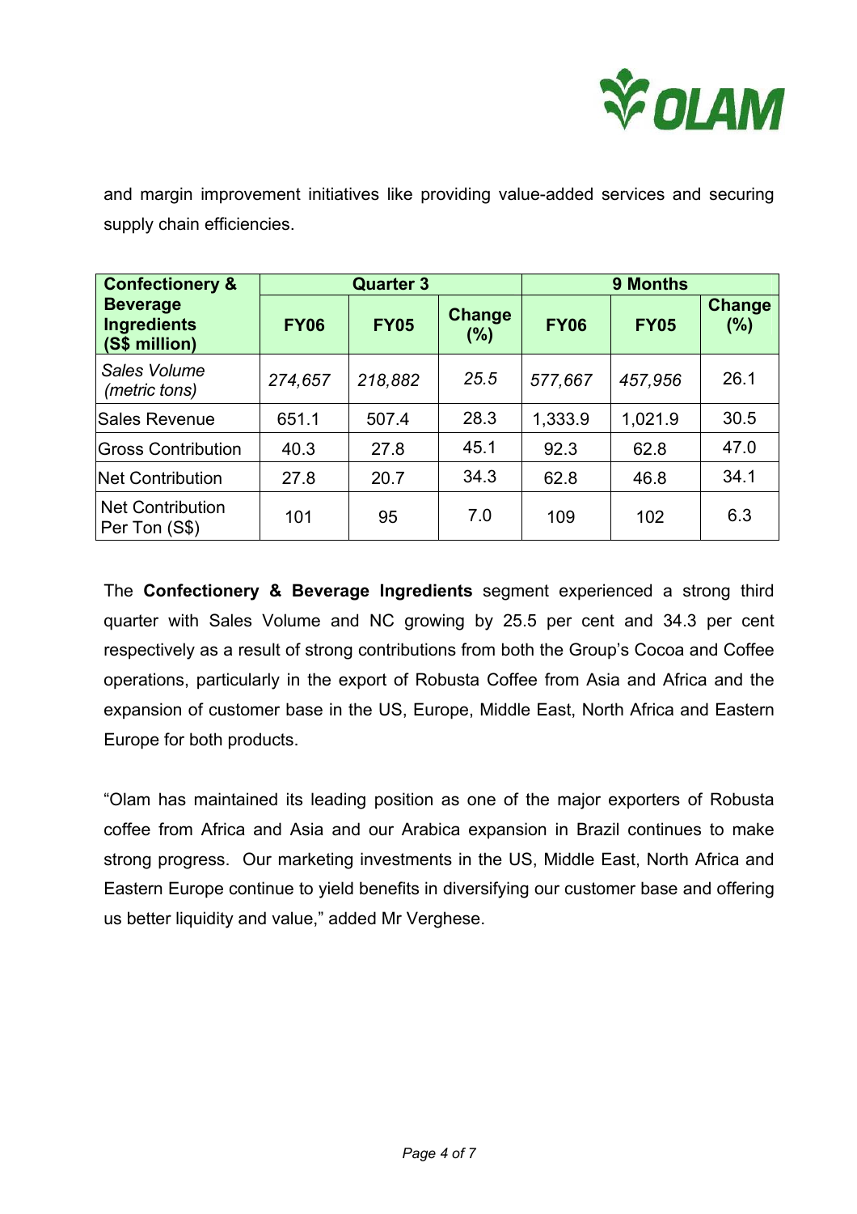and margin improvement initiatives like providing value-added services and securing supply chain efficiencies.

| Confectionery & Beverage Ingredients (S$ million) | Quarter 3 | | | 9 Months | | |
|---|---|---|---|---|---|---|
| | FY06 | FY05 | Change (%) | FY06 | FY05 | Change (%) |
| *Sales Volume (metric tons)* | *274,657* | *218,882* | *25.5* | *577,667* | *457,956* | 26.1 |
| Sales Revenue | 651.1 | 507.4 | 28.3 | 1,333.9 | 1,021.9 | 30.5 |
| Gross Contribution | 40.3 | 27.8 | 45.1 | 92.3 | 62.8 | 47.0 |
| Net Contribution | 27.8 | 20.7 | 34.3 | 62.8 | 46.8 | 34.1 |
| Net Contribution Per Ton (S$) | 101 | 95 | 7.0 | 109 | 102 | 6.3 |

The **Confectionery & Beverage Ingredients** segment experienced a strong third quarter with Sales Volume and NC growing by 25.5 per cent and 34.3 per cent respectively as a result of strong contributions from both the Group's Cocoa and Coffee operations, particularly in the export of Robusta Coffee from Asia and Africa and the expansion of customer base in the US, Europe, Middle East, North Africa and Eastern Europe for both products.

"Olam has maintained its leading position as one of the major exporters of Robusta coffee from Africa and Asia and our Arabica expansion in Brazil continues to make strong progress. Our marketing investments in the US, Middle East, North Africa and Eastern Europe continue to yield benefits in diversifying our customer base and offering us better liquidity and value," added Mr Verghese.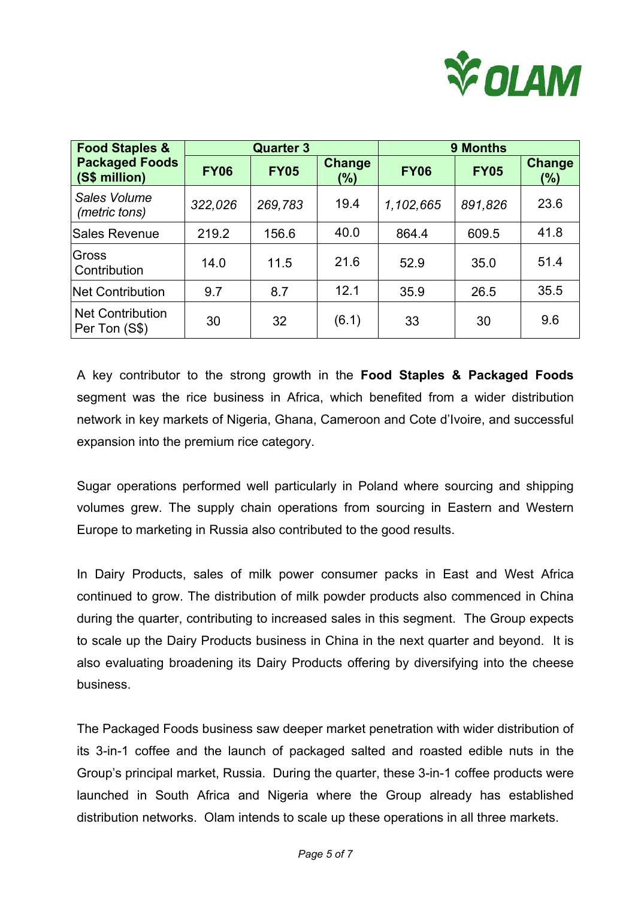| Food Staples & Packaged Foods (S$ million) | Quarter 3 | | | 9 Months | | |
|---|---|---|---|---|---|---|
| | FY06 | FY05 | Change (%) | FY06 | FY05 | Change (%) |
| *Sales Volume (metric tons)* | *322,026* | *269,783* | 19.4 | *1,102,665* | *891,826* | 23.6 |
| Sales Revenue | 219.2 | 156.6 | 40.0 | 864.4 | 609.5 | 41.8 |
| Gross Contribution | 14.0 | 11.5 | 21.6 | 52.9 | 35.0 | 51.4 |
| Net Contribution | 9.7 | 8.7 | 12.1 | 35.9 | 26.5 | 35.5 |
| Net Contribution Per Ton (S$) | 30 | 32 | (6.1) | 33 | 30 | 9.6 |

A key contributor to the strong growth in the **Food Staples & Packaged Foods** segment was the rice business in Africa, which benefited from a wider distribution network in key markets of Nigeria, Ghana, Cameroon and Cote d'Ivoire, and successful expansion into the premium rice category.

Sugar operations performed well particularly in Poland where sourcing and shipping volumes grew. The supply chain operations from sourcing in Eastern and Western Europe to marketing in Russia also contributed to the good results.

In Dairy Products, sales of milk power consumer packs in East and West Africa continued to grow. The distribution of milk powder products also commenced in China during the quarter, contributing to increased sales in this segment. The Group expects to scale up the Dairy Products business in China in the next quarter and beyond. It is also evaluating broadening its Dairy Products offering by diversifying into the cheese business.

The Packaged Foods business saw deeper market penetration with wider distribution of its 3-in-1 coffee and the launch of packaged salted and roasted edible nuts in the Group's principal market, Russia. During the quarter, these 3-in-1 coffee products were launched in South Africa and Nigeria where the Group already has established distribution networks. Olam intends to scale up these operations in all three markets.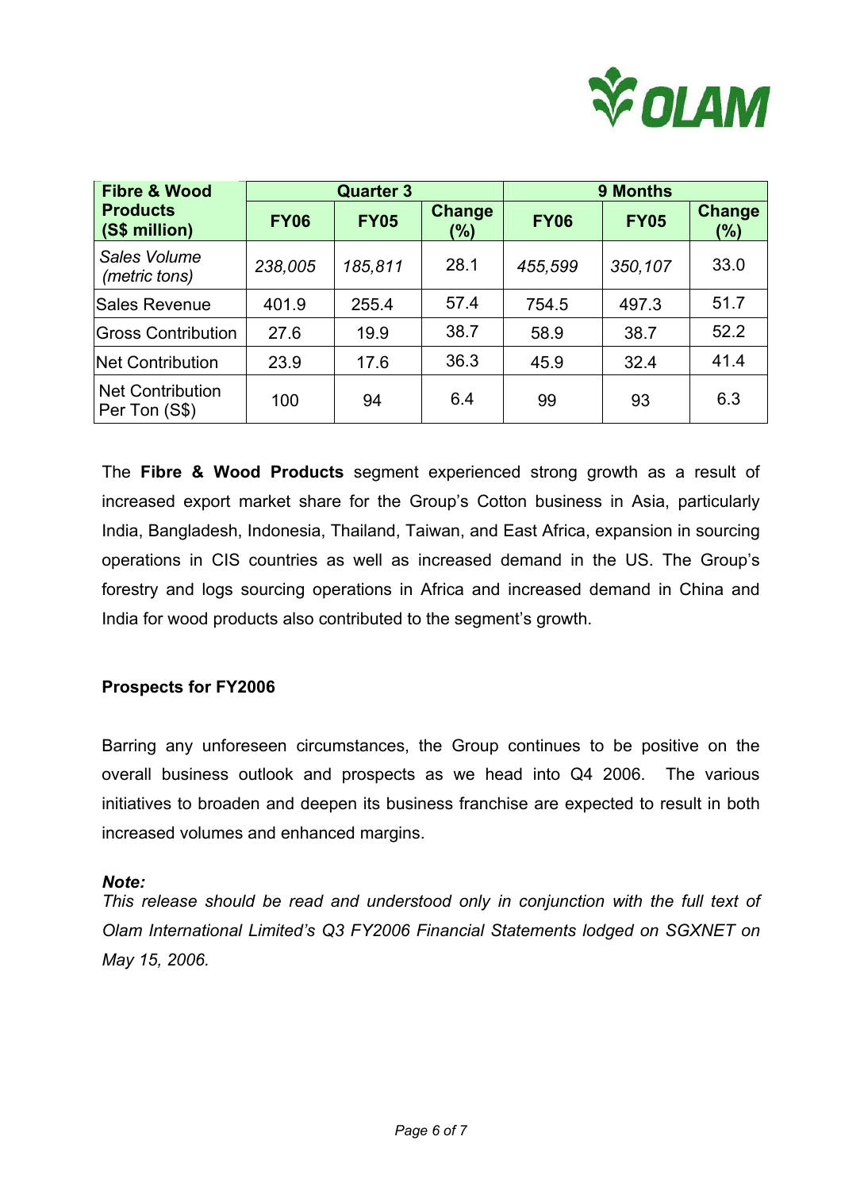| Fibre & Wood Products (S$ million) | Quarter 3 | | | 9 Months | | |
|---|---|---|---|---|---|---|
| | FY06 | FY05 | Change (%) | FY06 | FY05 | Change (%) |
| *Sales Volume (metric tons)* | *238,005* | *185,811* | 28.1 | *455,599* | *350,107* | 33.0 |
| Sales Revenue | 401.9 | 255.4 | 57.4 | 754.5 | 497.3 | 51.7 |
| Gross Contribution | 27.6 | 19.9 | 38.7 | 58.9 | 38.7 | 52.2 |
| Net Contribution | 23.9 | 17.6 | 36.3 | 45.9 | 32.4 | 41.4 |
| Net Contribution Per Ton (S$) | 100 | 94 | 6.4 | 99 | 93 | 6.3 |

The **Fibre & Wood Products** segment experienced strong growth as a result of increased export market share for the Group's Cotton business in Asia, particularly India, Bangladesh, Indonesia, Thailand, Taiwan, and East Africa, expansion in sourcing operations in CIS countries as well as increased demand in the US. The Group's forestry and logs sourcing operations in Africa and increased demand in China and India for wood products also contributed to the segment's growth.

**Prospects for FY2006**

Barring any unforeseen circumstances, the Group continues to be positive on the overall business outlook and prospects as we head into Q4 2006. The various initiatives to broaden and deepen its business franchise are expected to result in both increased volumes and enhanced margins.

***Note:***
*This release should be read and understood only in conjunction with the full text of Olam International Limited's Q3 FY2006 Financial Statements lodged on SGXNET on May 15, 2006.*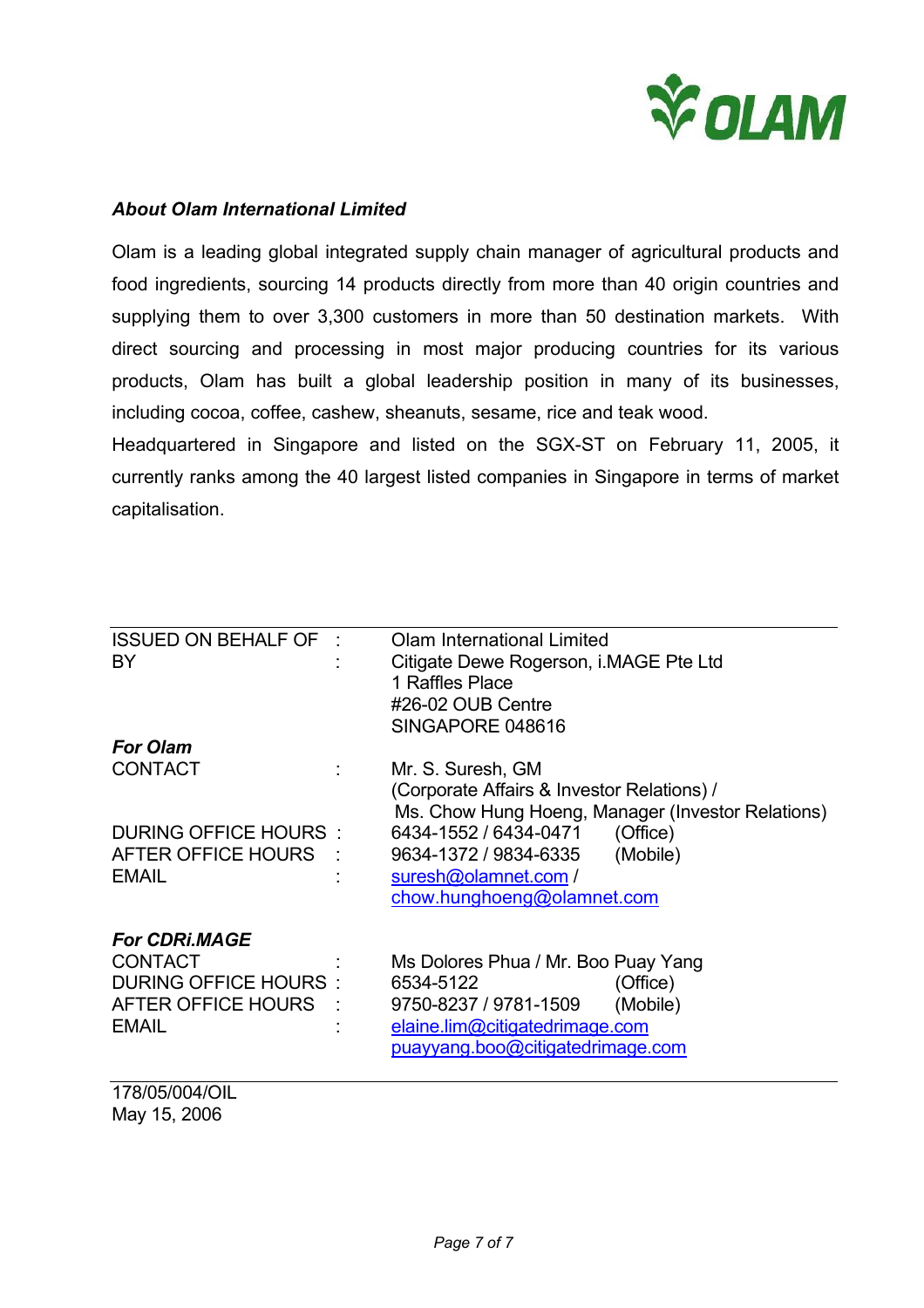### *About Olam International Limited*

Olam is a leading global integrated supply chain manager of agricultural products and food ingredients, sourcing 14 products directly from more than 40 origin countries and supplying them to over 3,300 customers in more than 50 destination markets. With direct sourcing and processing in most major producing countries for its various products, Olam has built a global leadership position in many of its businesses, including cocoa, coffee, cashew, sheanuts, sesame, rice and teak wood.

Headquartered in Singapore and listed on the SGX-ST on February 11, 2005, it currently ranks among the 40 largest listed companies in Singapore in terms of market capitalisation.

| | | |
|---|---|---|
| ISSUED ON BEHALF OF | : | Olam International Limited |
| BY | : | Citigate Dewe Rogerson, i.MAGE Pte Ltd<br>1 Raffles Place<br>#26-02 OUB Centre<br>SINGAPORE 048616 |
| ***For Olam*** | | |
| CONTACT | : | Mr. S. Suresh, GM<br>(Corporate Affairs & Investor Relations) /<br>Ms. Chow Hung Hoeng, Manager (Investor Relations) |
| DURING OFFICE HOURS | : | 6434-1552 / 6434-0471 (Office) |
| AFTER OFFICE HOURS | : | 9634-1372 / 9834-6335 (Mobile) |
| EMAIL | : | suresh@olamnet.com /<br>chow.hunghoeng@olamnet.com |
| ***For CDRi.MAGE*** | | |
| CONTACT | : | Ms Dolores Phua / Mr. Boo Puay Yang |
| DURING OFFICE HOURS | : | 6534-5122 (Office) |
| AFTER OFFICE HOURS | : | 9750-8237 / 9781-1509 (Mobile) |
| EMAIL | : | elaine.lim@citigatedrimage.com<br>puayyang.boo@citigatedrimage.com |

178/05/004/OIL
May 15, 2006